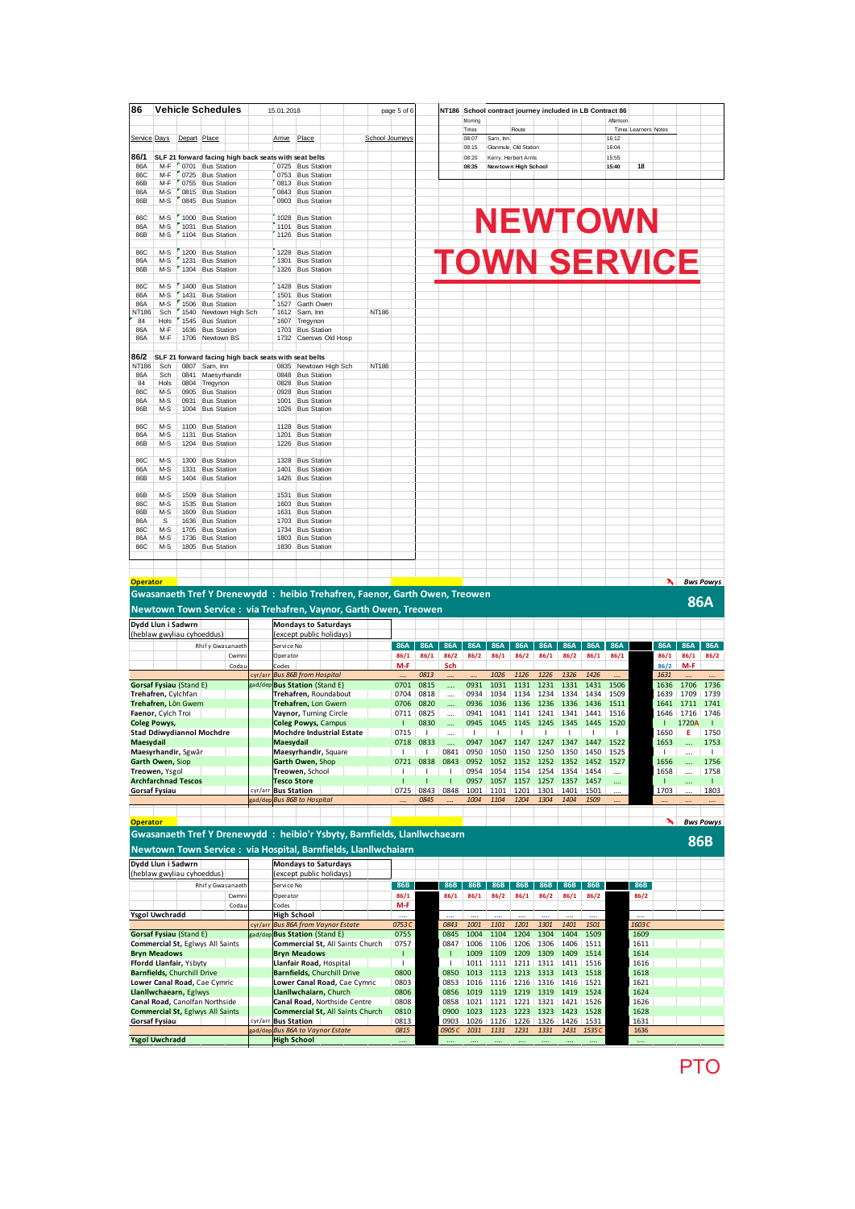# 86 Vehicle Schedules

15.01.2018

| Service | Days | Depart | Place | Arrive | Place | School Journeys |
|---|---|---|---|---|---|---|
| **86/1** | **SLF 21 forward facing high back seats with seat belts** | | | | | |
| 86A | M-F | 0701 | Bus Station | 0725 | Bus Station | |
| 86C | M-F | 0725 | Bus Station | 0753 | Bus Station | |
| 86B | M-F | 0755 | Bus Station | 0813 | Bus Station | |
| 86A | M-S | 0815 | Bus Station | 0843 | Bus Station | |
| 86B | M-S | 0845 | Bus Station | 0903 | Bus Station | |
| 86C | M-S | 1000 | Bus Station | 1028 | Bus Station | |
| 86A | M-S | 1031 | Bus Station | 1101 | Bus Station | |
| 86B | M-S | 1104 | Bus Station | 1126 | Bus Station | |
| 86C | M-S | 1200 | Bus Station | 1228 | Bus Station | |
| 86A | M-S | 1231 | Bus Station | 1301 | Bus Station | |
| 86B | M-S | 1304 | Bus Station | 1326 | Bus Station | |
| 86C | M-S | 1400 | Bus Station | 1428 | Bus Station | |
| 86A | M-S | 1431 | Bus Station | 1501 | Bus Station | |
| 86A | M-S | 1506 | Bus Station | 1527 | Garth Owen | |
| NT186 | Sch | 1540 | Newtown High Sch | 1612 | Sarn, Inn | NT186 |
| 84 | Hols | 1545 | Bus Station | 1607 | Tregynon | |
| 86A | M-F | 1636 | Bus Station | 1703 | Bus Station | |
| 86A | M-F | 1706 | Newtown BS | 1732 | Caersws Old Hosp | |
| **86/2** | **SLF 21 forward facing high back seats with seat belts** | | | | | |
| NT186 | Sch | 0807 | Sarn, Inn | 0835 | Newtown High Sch | NT186 |
| 86A | Sch | 0841 | Maesyrhandir | 0848 | Bus Station | |
| 84 | Hols | 0804 | Tregynon | 0828 | Bus Station | |
| 86C | M-S | 0905 | Bus Station | 0928 | Bus Station | |
| 86A | M-S | 0931 | Bus Station | 1001 | Bus Station | |
| 86B | M-S | 1004 | Bus Station | 1026 | Bus Station | |
| 86C | M-S | 1100 | Bus Station | 1128 | Bus Station | |
| 86A | M-S | 1131 | Bus Station | 1201 | Bus Station | |
| 86B | M-S | 1204 | Bus Station | 1226 | Bus Station | |
| 86C | M-S | 1300 | Bus Station | 1328 | Bus Station | |
| 86A | M-S | 1331 | Bus Station | 1401 | Bus Station | |
| 86B | M-S | 1404 | Bus Station | 1426 | Bus Station | |
| 86B | M-S | 1509 | Bus Station | 1531 | Bus Station | |
| 86C | M-S | 1535 | Bus Station | 1603 | Bus Station | |
| 86B | M-S | 1609 | Bus Station | 1631 | Bus Station | |
| 86A | S | 1636 | Bus Station | 1703 | Bus Station | |
| 86C | M-S | 1705 | Bus Station | 1734 | Bus Station | |
| 86A | M-S | 1736 | Bus Station | 1803 | Bus Station | |
| 86C | M-S | 1805 | Bus Station | 1830 | Bus Station | |

**NT186 School contract journey included in LB Contract 86**

| Morning Times | Route | Afternoon Times | Learners | Notes |
|---|---|---|---|---|
| 08:07 | Sarn, Inn | 16:12 | | |
| 08:15 | Glanmule, Old Station | 16:04 | | |
| 08:20 | Kerry, Herbert Arms | 15:55 | | |
| **08:35** | **Newtown High School** | **15:40** | **18** | |

# NEWTOWN TOWN SERVICE

**Operator** — Bws Powys

## 86A

**Gwasanaeth Tref Y Drenewydd : heibio Trehafren, Faenor, Garth Owen, Treowen**

**Newtown Town Service : via Trehafren, Vaynor, Garth Owen, Treowen**

Dydd Llun i Sadwrn (heblaw gwyliau cyhoeddus) — Mondays to Saturdays (except public holidays)

| Rhif y Gwasanaeth / Cwmni / Codau | Service No / Operator / Codes | | | | | | | | | | | | | |
|---|---|---|---|---|---|---|---|---|---|---|---|---|---|---|
| Rhif y Gwasanaeth | Service No | 86A | 86A | 86A | 86A | 86A | 86A | 86A | 86A | 86A | 86A | 86A | 86A | 86A |
| Cwmni | Operator | 86/1 | 86/1 | 86/2 | 86/2 | 86/1 | 86/2 | 86/1 | 86/2 | 86/1 | 86/1 | 86/1 | 86/1 | 86/2 |
| Codau | Codes | M-F | | Sch | | | | | | | | 86/2 | M-F | |
| cyr/arr | *Bus 86B from Hospital* | .... | 0813 | .... | .... | 1026 | 1126 | 1226 | 1326 | 1426 | .... | 1631 | .... | .... |
| **Gorsaf Fysiau** (Stand E) | gad/dep **Bus Station** (Stand E) | 0701 | 0815 | .... | 0931 | 1031 | 1131 | 1231 | 1331 | 1431 | 1506 | 1636 | 1706 | 1736 |
| **Trehafren**, Cylchfan | **Trehafren**, Roundabout | 0704 | 0818 | .... | 0934 | 1034 | 1134 | 1234 | 1334 | 1434 | 1509 | 1639 | 1709 | 1739 |
| **Trehafren**, Lôn Gwern | **Trehafren**, Lon Gwern | 0706 | 0820 | .... | 0936 | 1036 | 1136 | 1236 | 1336 | 1436 | 1511 | 1641 | 1711 | 1741 |
| **Faenor**, Cylch Troi | **Vaynor**, Turning Circle | 0711 | 0825 | .... | 0941 | 1041 | 1141 | 1241 | 1341 | 1441 | 1516 | 1646 | 1716 | 1746 |
| **Coleg Powys**, | **Coleg Powys**, Campus | I | 0830 | .... | 0945 | 1045 | 1145 | 1245 | 1345 | 1445 | 1520 | I | 1720A | I |
| **Stad Ddiwydiannol Mochdre** | **Mochdre Industrial Estate** | 0715 | I | .... | I | I | I | I | I | I | I | 1650 | E | 1750 |
| **Maesydail** | **Maesydail** | 0718 | 0833 | .... | 0947 | 1047 | 1147 | 1247 | 1347 | 1447 | 1522 | 1653 | .... | 1753 |
| **Maesyrhandir**, Sgwâr | **Maesyrhandir**, Square | I | I | 0841 | 0950 | 1050 | 1150 | 1250 | 1350 | 1450 | 1525 | I | .... | I |
| **Garth Owen**, Siop | **Garth Owen**, Shop | 0721 | 0838 | 0843 | 0952 | 1052 | 1152 | 1252 | 1352 | 1452 | 1527 | 1656 | .... | 1756 |
| **Treowen**, Ysgol | **Treowen**, School | I | I | I | 0954 | 1054 | 1154 | 1254 | 1354 | 1454 | .... | 1658 | .... | 1758 |
| **Archfarchnad Tescos** | **Tesco Store** | I | I | I | 0957 | 1057 | 1157 | 1257 | 1357 | 1457 | .... | I | .... | I |
| **Gorsaf Fysiau** | cyr/arr **Bus Station** | 0725 | 0843 | 0848 | 1001 | 1101 | 1201 | 1301 | 1401 | 1501 | .... | 1703 | .... | 1803 |
| gad/dep | *Bus 86B to Hospital* | .... | 0845 | .... | 1004 | 1104 | 1204 | 1304 | 1404 | 1509 | .... | .... | .... | .... |

**Operator** — Bws Powys

## 86B

**Gwasanaeth Tref Y Drenewydd : heibio'r Ysbyty, Barnfields, Llanllwchaearn**

**Newtown Town Service : via Hospital, Barnfields, Llanllwchaiarn**

Dydd Llun i Sadwrn (heblaw gwyliau cyhoeddus) — Mondays to Saturdays (except public holidays)

| Rhif y Gwasanaeth / Cwmni / Codau | Service No / Operator / Codes | | | | | | | | | |
|---|---|---|---|---|---|---|---|---|---|---|
| Rhif y Gwasanaeth | Service No | 86B | 86B | 86B | 86B | 86B | 86B | 86B | 86B | 86B |
| Cwmni | Operator | 86/1 | 86/1 | 86/1 | 86/2 | 86/1 | 86/2 | 86/1 | 86/2 | 86/2 |
| Codau | Codes | M-F | | | | | | | | |
| **Ysgol Uwchradd** | **High School** | .... | .... | .... | .... | .... | .... | .... | .... | .... |
| cyr/arr | *Bus 86A from Vaynor Estate* | 0753 C | 0843 | 1001 | 1101 | 1201 | 1301 | 1401 | 1501 | 1603 C |
| **Gorsaf Fysiau** (Stand E) | gad/dep **Bus Station** (Stand E) | 0755 | 0845 | 1004 | 1104 | 1204 | 1304 | 1404 | 1509 | 1609 |
| **Commercial St**, Eglwys All Saints | **Commercial St**, All Saints Church | 0757 | 0847 | 1006 | 1106 | 1206 | 1306 | 1406 | 1511 | 1611 |
| **Bryn Meadows** | **Bryn Meadows** | I | I | 1009 | 1109 | 1209 | 1309 | 1409 | 1514 | 1614 |
| **Ffordd Llanfair**, Ysbyty | **Llanfair Road**, Hospital | I | I | 1011 | 1111 | 1211 | 1311 | 1411 | 1516 | 1616 |
| **Barnfields**, Churchill Drive | **Barnfields**, Churchill Drive | 0800 | 0850 | 1013 | 1113 | 1213 | 1313 | 1413 | 1518 | 1618 |
| **Lower Canal Road**, Cae Cymric | **Lower Canal Road**, Cae Cymric | 0803 | 0853 | 1016 | 1116 | 1216 | 1316 | 1416 | 1521 | 1621 |
| **Llanllwchaearn**, Eglwys | **Llanllwchaiarn**, Church | 0806 | 0856 | 1019 | 1119 | 1219 | 1319 | 1419 | 1524 | 1624 |
| **Canal Road**, Canolfan Northside | **Canal Road**, Northside Centre | 0808 | 0858 | 1021 | 1121 | 1221 | 1321 | 1421 | 1526 | 1626 |
| **Commercial St**, Eglwys All Saints | **Commercial St**, All Saints Church | 0810 | 0900 | 1023 | 1123 | 1223 | 1323 | 1423 | 1528 | 1628 |
| **Gorsaf Fysiau** | cyr/arr **Bus Station** | 0813 | 0903 | 1026 | 1126 | 1226 | 1326 | 1426 | 1531 | 1631 |
| gad/dep | *Bus 86A to Vaynor Estate* | 0815 | 0905 C | 1031 | 1131 | 1231 | 1331 | 1431 | 1535 C | 1636 |
| **Ysgol Uwchradd** | **High School** | .... | .... | .... | .... | .... | .... | .... | .... | .... |

PTO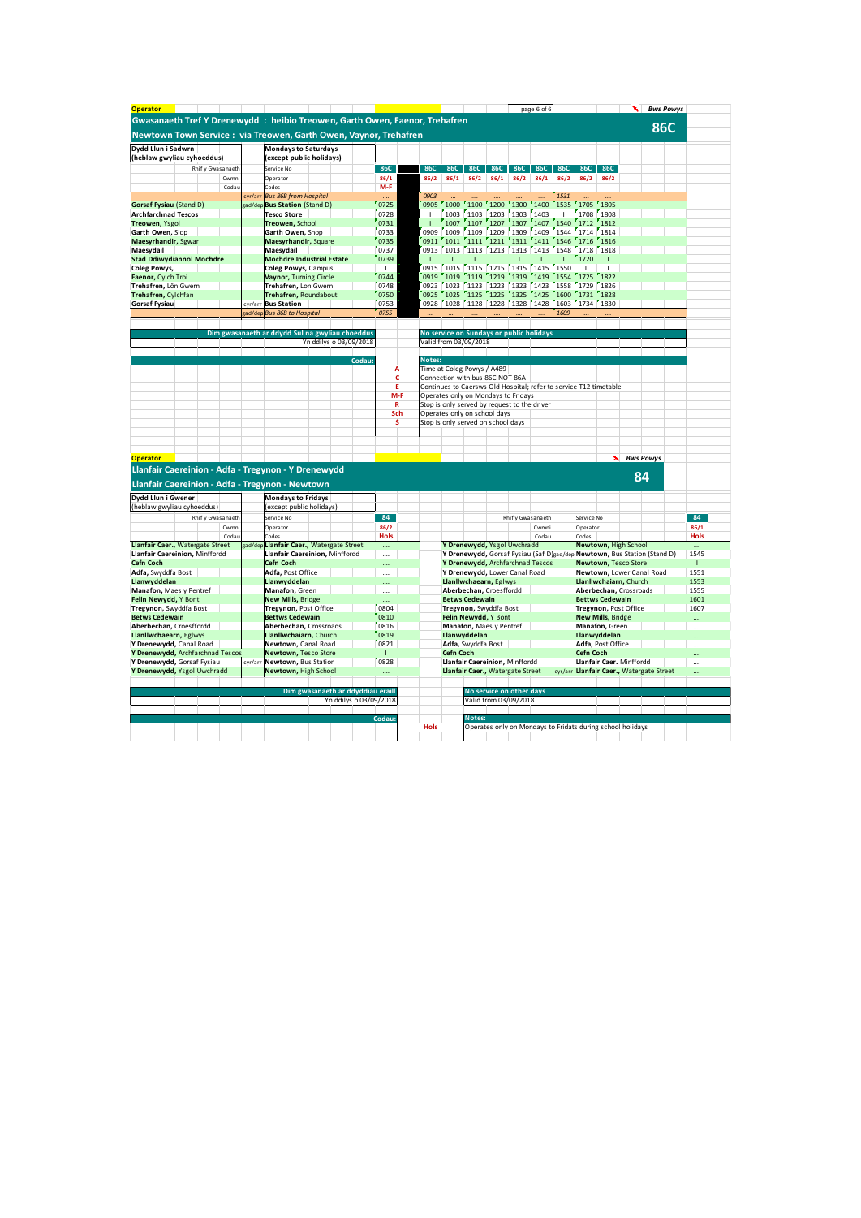**Operator** | **Bws Powys**

## Gwasanaeth Tref Y Drenewydd : heibio Treowen, Garth Owen, Faenor, Trehafren

## Newtown Town Service : via Treowen, Garth Owen, Vaynor, Trehafren

# 86C

Dydd Llun i Sadwrn (heblaw gwyliau cyhoeddus)

Mondays to Saturdays (except public holidays)

| Rhif y Gwasanaeth | Service No | 86C | 86C | 86C | 86C | 86C | 86C | 86C | 86C | 86C | 86C | 86C |
|---|---|---|---|---|---|---|---|---|---|---|---|---|
| Cwmni | Operator | 86/1 | 86/2 | 86/1 | 86/2 | 86/1 | 86/2 | 86/1 | 86/2 | 86/2 | 86/2 | 86/2 |
| Codau | Codes | M-F | | | | | | | | | | |
| cyr/arr | *Bus 86B from Hospital* | .... | *0903* | .... | .... | .... | .... | .... | .... | *1531* | .... | .... |
| Gorsaf Fysiau (Stand D) gad/dep | Bus Station (Stand D) | 0725 | 0905 | 1000 | 1100 | 1200 | 1300 | 1400 | 1535 | 1705 | 1805 | |
| Archfarchnad Tescos | Tesco Store | 0728 | \| | 1003 | 1103 | 1203 | 1303 | 1403 | \| | 1708 | 1808 | |
| Treowen, Ysgol | Treowen, School | 0731 | \| | 1007 | 1107 | 1207 | 1307 | 1407 | 1540 | 1712 | 1812 | |
| Garth Owen, Siop | Garth Owen, Shop | 0733 | 0909 | 1009 | 1109 | 1209 | 1309 | 1409 | 1544 | 1714 | 1814 | |
| Maesyrhandir, Sgwar | Maesyrhandir, Square | 0735 | 0911 | 1011 | 1111 | 1211 | 1311 | 1411 | 1546 | 1716 | 1816 | |
| Maesydail | Maesydail | 0737 | 0913 | 1013 | 1113 | 1213 | 1313 | 1413 | 1548 | 1718 | 1818 | |
| Stad Ddiwydiannol Mochdre | Mochdre Industrial Estate | 0739 | \| | \| | \| | \| | \| | \| | \| | 1720 | \| | |
| Coleg Powys, | Coleg Powys, Campus | \| | 0915 | 1015 | 1115 | 1215 | 1315 | 1415 | 1550 | \| | \| | |
| Faenor, Cylch Troi | Vaynor, Turning Circle | 0744 | 0919 | 1019 | 1119 | 1219 | 1319 | 1419 | 1554 | 1725 | 1822 | |
| Trehafren, Lôn Gwern | Trehafren, Lon Gwern | 0748 | 0923 | 1023 | 1123 | 1223 | 1323 | 1423 | 1558 | 1729 | 1826 | |
| Trehafren, Cylchfan | Trehafren, Roundabout | 0750 | 0925 | 1025 | 1125 | 1225 | 1325 | 1425 | 1600 | 1731 | 1828 | |
| Gorsaf Fysiau cyr/arr | Bus Station | 0753 | 0928 | 1028 | 1128 | 1228 | 1328 | 1428 | 1603 | 1734 | 1830 | |
| gad/dep | *Bus 86B to Hospital* | *0755* | .... | .... | .... | .... | .... | .... | *1609* | .... | .... | |

Dim gwasanaeth ar ddydd Sul na gwyliau choeddus — Yn ddilys o 03/09/2018

No service on Sundays or public holidays — Valid from 03/09/2018

| Codau | Notes |
|---|---|
| A | Time at Coleg Powys / A489 |
| C | Connection with bus 86C NOT 86A |
| E | Continues to Caersws Old Hospital; refer to service T12 timetable |
| M-F | Operates only on Mondays to Fridays |
| R | Stop is only served by request to the driver |
| Sch | Operates only on school days |
| S | Stop is only served on school days |

**Operator** | **Bws Powys**

## Llanfair Caereinion - Adfa - Tregynon - Y Drenewydd

## Llanfair Caereinion - Adfa - Tregynon - Newtown

# 84

Dydd Llun i Gwener (heblaw gwyliau cyhoeddus)

Mondays to Fridays (except public holidays)

| Rhif y Gwasanaeth | Service No | 84 |
|---|---|---|
| Cwmni | Operator | 86/2 |
| Codau | Codes | Hols |
| Llanfair Caer., Watergate Street gad/dep | Llanfair Caer., Watergate Street | .... |
| Llanfair Caereinion, Minffordd | Llanfair Caereinion, Minffordd | .... |
| Cefn Coch | Cefn Coch | .... |
| Adfa, Swyddfa Bost | Adfa, Post Office | .... |
| Llanwyddelan | Llanwyddelan | .... |
| Manafon, Maes y Pentref | Manafon, Green | .... |
| Felin Newydd, Y Bont | New Mills, Bridge | .... |
| Tregynon, Swyddfa Bost | Tregynon, Post Office | 0804 |
| Betws Cedewain | Bettws Cedewain | 0810 |
| Aberbechan, Croesffordd | Aberbechan, Crossroads | 0816 |
| Llanllwchaearn, Eglwys | Llanllwchaiarn, Church | 0819 |
| Y Drenewydd, Canal Road | Newtown, Canal Road | 0821 |
| Y Drenewydd, Archfarchnad Tescos | Newtown, Tesco Store | \| |
| Y Drenewydd, Gorsaf Fysiau cyr/arr | Newtown, Bus Station | 0828 |
| Y Drenewydd, Ysgol Uwchradd | Newtown, High School | .... |

| Rhif y Gwasanaeth | Service No | 84 |
|---|---|---|
| Cwmni | Operator | 86/1 |
| Codau | Codes | Hols |
| Y Drenewydd, Ysgol Uwchradd | Newtown, High School | .... |
| Y Drenewydd, Gorsaf Fysiau (Saf D) gad/dep | Newtown, Bus Station (Stand D) | 1545 |
| Y Drenewydd, Archfarchnad Tescos | Newtown, Tesco Store | \| |
| Y Drenewydd, Lower Canal Road | Newtown, Lower Canal Road | 1551 |
| Llanllwchaearn, Eglwys | Llanllwchaiarn, Church | 1553 |
| Aberbechan, Croesffordd | Aberbechan, Crossroads | 1555 |
| Betws Cedewain | Bettws Cedewain | 1601 |
| Tregynon, Swyddfa Bost | Tregynon, Post Office | 1607 |
| Felin Newydd, Y Bont | New Mills, Bridge | .... |
| Manafon, Maes y Pentref | Manafon, Green | .... |
| Adfa, Swyddfa Bost | Adfa, Post Office | .... |
| Cefn Coch | Cefn Coch | .... |
| Llanfair Caereinion, Minffordd | Llanfair Caer. Minffordd | .... |
| Llanfair Caer., Watergate Street cyr/arr | Llanfair Caer., Watergate Street | .... |

Dim gwasanaeth ar ddyddiau eraill — Yn ddilys o 03/09/2018

No service on other days — Valid from 03/09/2018

| Codau | Notes |
|---|---|
| Hols | Operates only on Mondays to Fridats during school holidays |